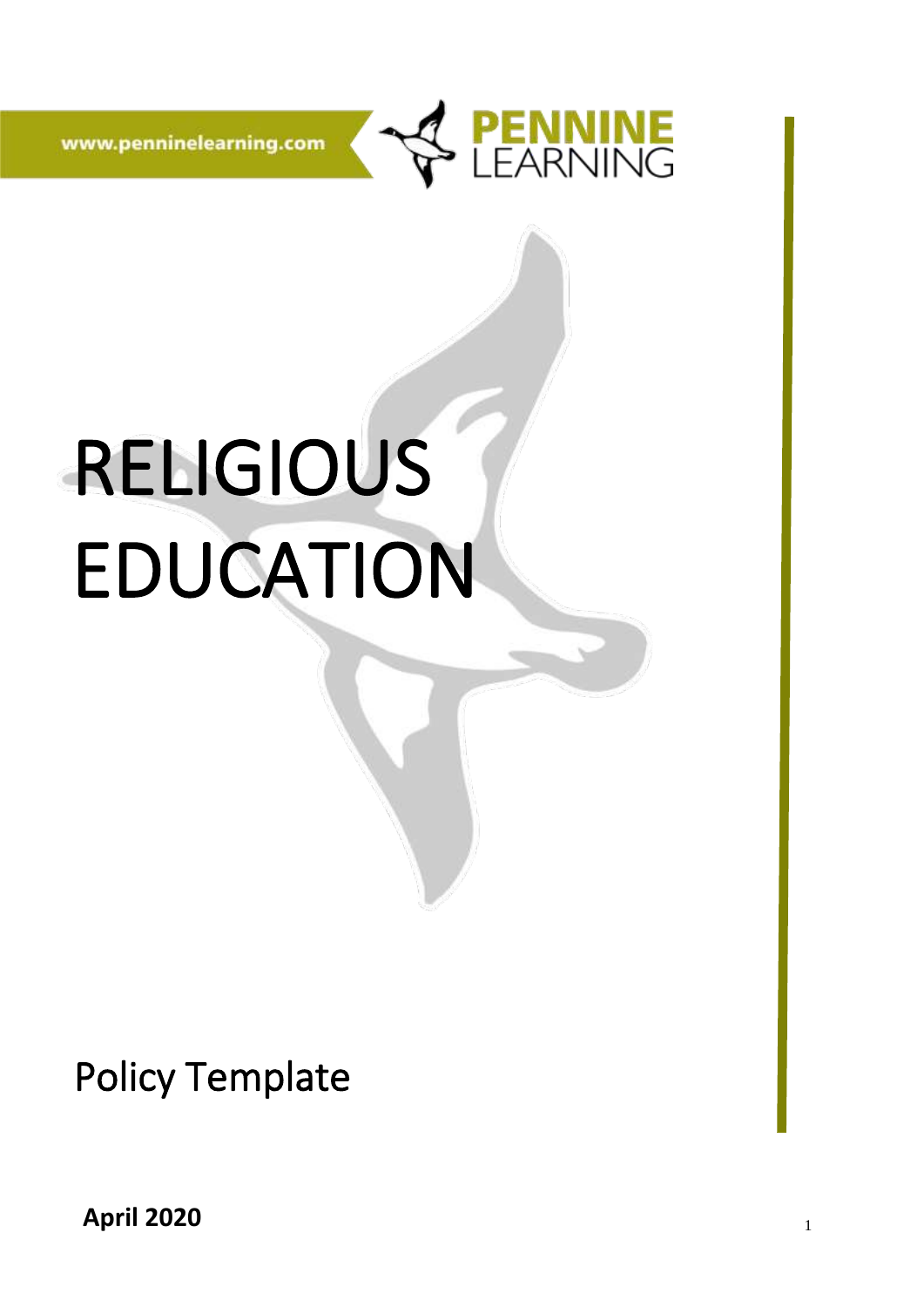www.penninelearning.com

PENNINE LEARNING

# RELIGIOUS EDUCATION

## Policy Template

**April 2020**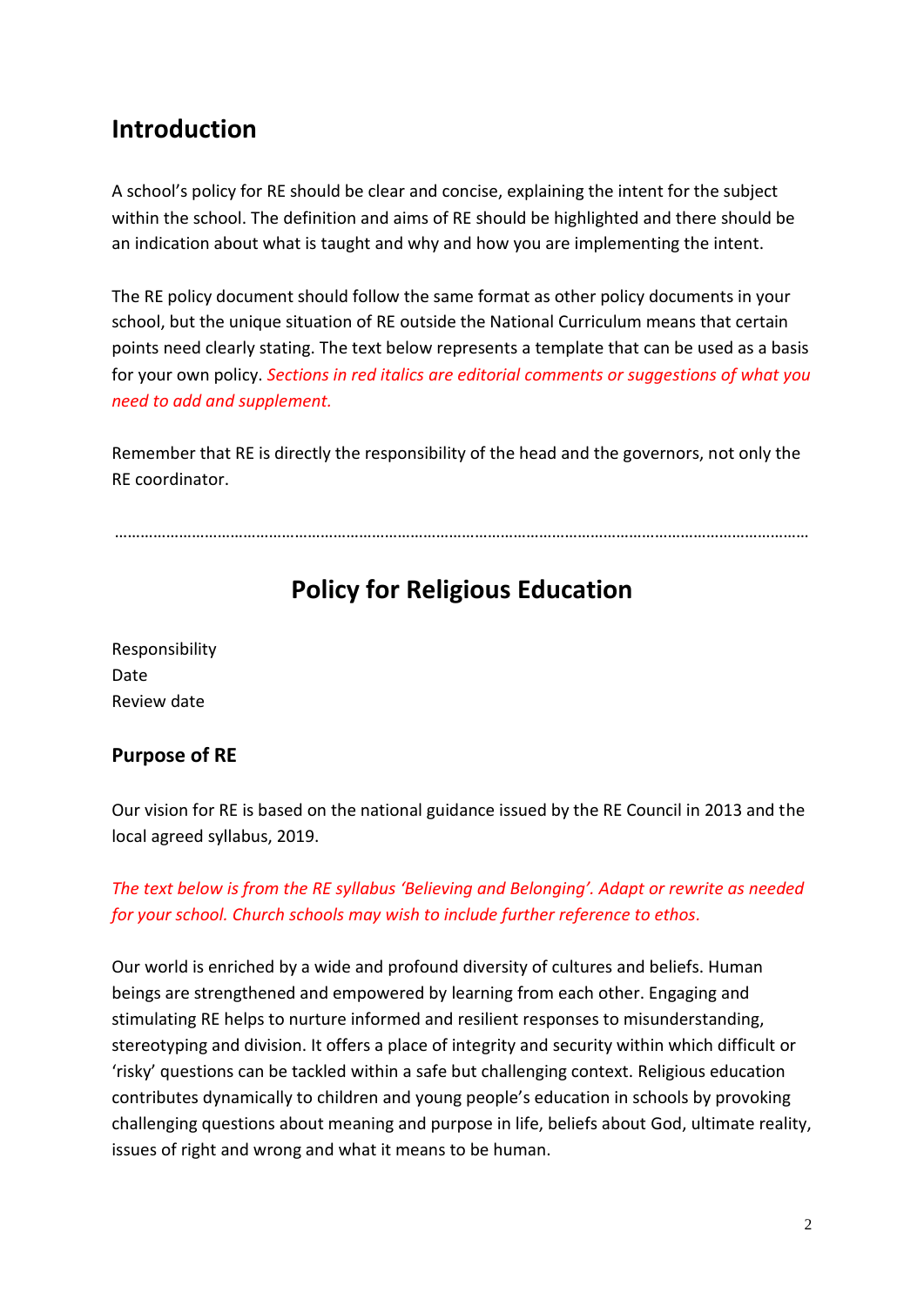## Introduction

A school's policy for RE should be clear and concise, explaining the intent for the subject within the school. The definition and aims of RE should be highlighted and there should be an indication about what is taught and why and how you are implementing the intent.

The RE policy document should follow the same format as other policy documents in your school, but the unique situation of RE outside the National Curriculum means that certain points need clearly stating. The text below represents a template that can be used as a basis for your own policy. *Sections in red italics are editorial comments or suggestions of what you need to add and supplement.*

Remember that RE is directly the responsibility of the head and the governors, not only the RE coordinator.

……………………………………………………………………………………………………………………………………………

# Policy for Religious Education

Responsibility
Date
Review date

### Purpose of RE

Our vision for RE is based on the national guidance issued by the RE Council in 2013 and the local agreed syllabus, 2019.

*The text below is from the RE syllabus 'Believing and Belonging'. Adapt or rewrite as needed for your school. Church schools may wish to include further reference to ethos.*

Our world is enriched by a wide and profound diversity of cultures and beliefs. Human beings are strengthened and empowered by learning from each other. Engaging and stimulating RE helps to nurture informed and resilient responses to misunderstanding, stereotyping and division. It offers a place of integrity and security within which difficult or 'risky' questions can be tackled within a safe but challenging context. Religious education contributes dynamically to children and young people's education in schools by provoking challenging questions about meaning and purpose in life, beliefs about God, ultimate reality, issues of right and wrong and what it means to be human.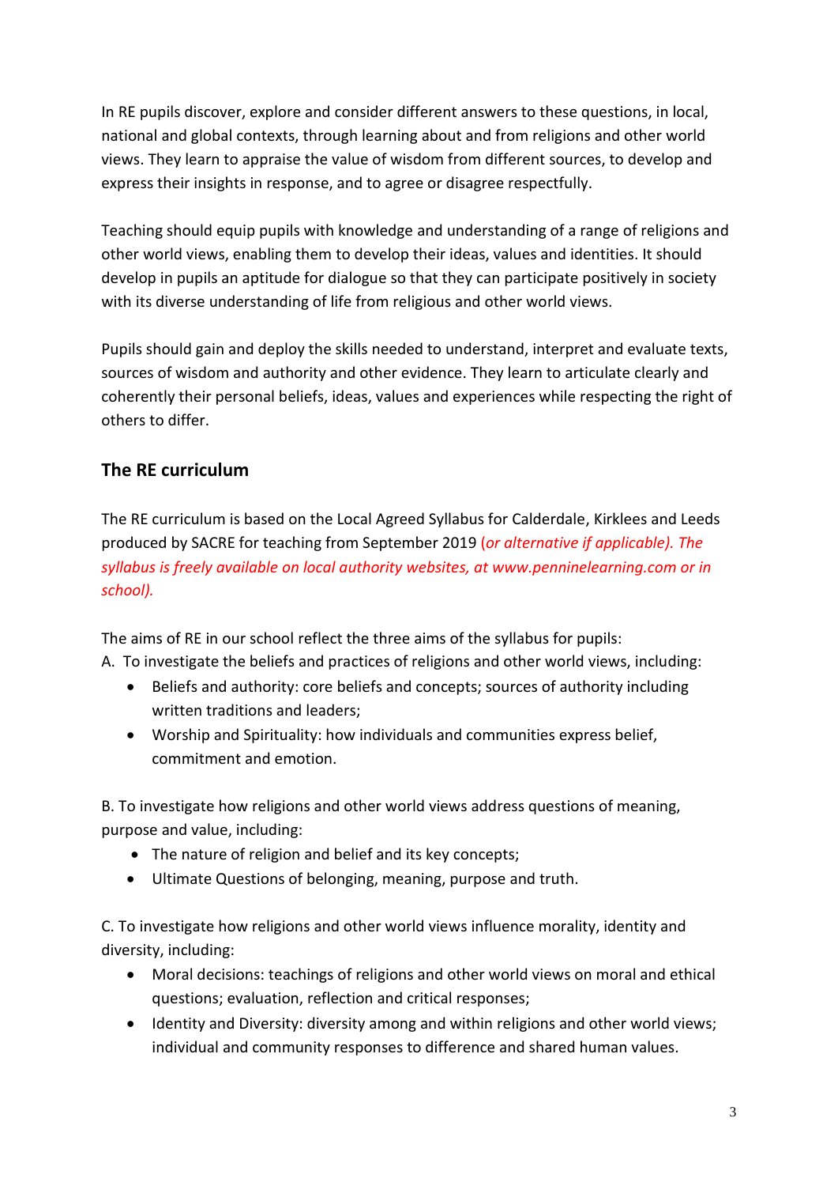In RE pupils discover, explore and consider different answers to these questions, in local, national and global contexts, through learning about and from religions and other world views. They learn to appraise the value of wisdom from different sources, to develop and express their insights in response, and to agree or disagree respectfully.

Teaching should equip pupils with knowledge and understanding of a range of religions and other world views, enabling them to develop their ideas, values and identities. It should develop in pupils an aptitude for dialogue so that they can participate positively in society with its diverse understanding of life from religious and other world views.

Pupils should gain and deploy the skills needed to understand, interpret and evaluate texts, sources of wisdom and authority and other evidence. They learn to articulate clearly and coherently their personal beliefs, ideas, values and experiences while respecting the right of others to differ.

## The RE curriculum

The RE curriculum is based on the Local Agreed Syllabus for Calderdale, Kirklees and Leeds produced by SACRE for teaching from September 2019 *(or alternative if applicable). The syllabus is freely available on local authority websites, at www.penninelearning.com or in school).*

The aims of RE in our school reflect the three aims of the syllabus for pupils:

A. To investigate the beliefs and practices of religions and other world views, including:

- Beliefs and authority: core beliefs and concepts; sources of authority including written traditions and leaders;
- Worship and Spirituality: how individuals and communities express belief, commitment and emotion.

B. To investigate how religions and other world views address questions of meaning, purpose and value, including:

- The nature of religion and belief and its key concepts;
- Ultimate Questions of belonging, meaning, purpose and truth.

C. To investigate how religions and other world views influence morality, identity and diversity, including:

- Moral decisions: teachings of religions and other world views on moral and ethical questions; evaluation, reflection and critical responses;
- Identity and Diversity: diversity among and within religions and other world views; individual and community responses to difference and shared human values.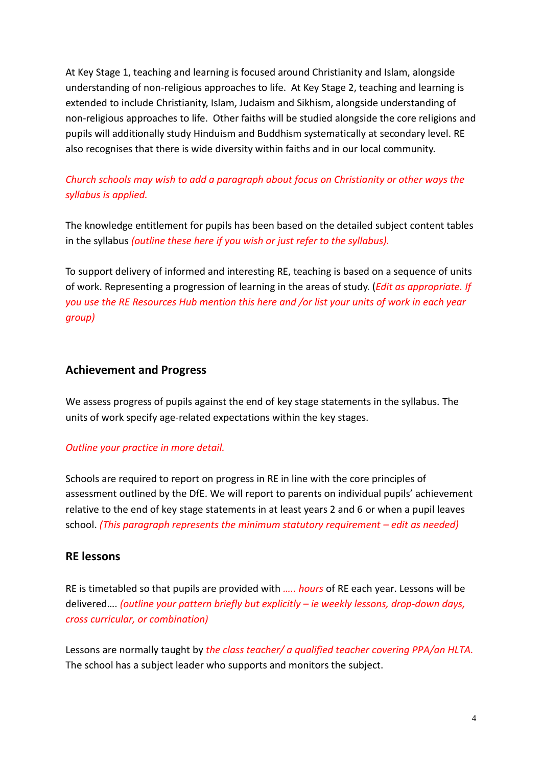At Key Stage 1, teaching and learning is focused around Christianity and Islam, alongside understanding of non-religious approaches to life. At Key Stage 2, teaching and learning is extended to include Christianity, Islam, Judaism and Sikhism, alongside understanding of non-religious approaches to life. Other faiths will be studied alongside the core religions and pupils will additionally study Hinduism and Buddhism systematically at secondary level. RE also recognises that there is wide diversity within faiths and in our local community.

*Church schools may wish to add a paragraph about focus on Christianity or other ways the syllabus is applied.*

The knowledge entitlement for pupils has been based on the detailed subject content tables in the syllabus *(outline these here if you wish or just refer to the syllabus).*

To support delivery of informed and interesting RE, teaching is based on a sequence of units of work. Representing a progression of learning in the areas of study. (*Edit as appropriate. If you use the RE Resources Hub mention this here and /or list your units of work in each year group)*

## Achievement and Progress

We assess progress of pupils against the end of key stage statements in the syllabus. The units of work specify age-related expectations within the key stages.

*Outline your practice in more detail.*

Schools are required to report on progress in RE in line with the core principles of assessment outlined by the DfE. We will report to parents on individual pupils' achievement relative to the end of key stage statements in at least years 2 and 6 or when a pupil leaves school. *(This paragraph represents the minimum statutory requirement – edit as needed)*

## RE lessons

RE is timetabled so that pupils are provided with *….. hours* of RE each year. Lessons will be delivered…. *(outline your pattern briefly but explicitly – ie weekly lessons, drop-down days, cross curricular, or combination)*

Lessons are normally taught by *the class teacher/ a qualified teacher covering PPA/an HLTA.* The school has a subject leader who supports and monitors the subject.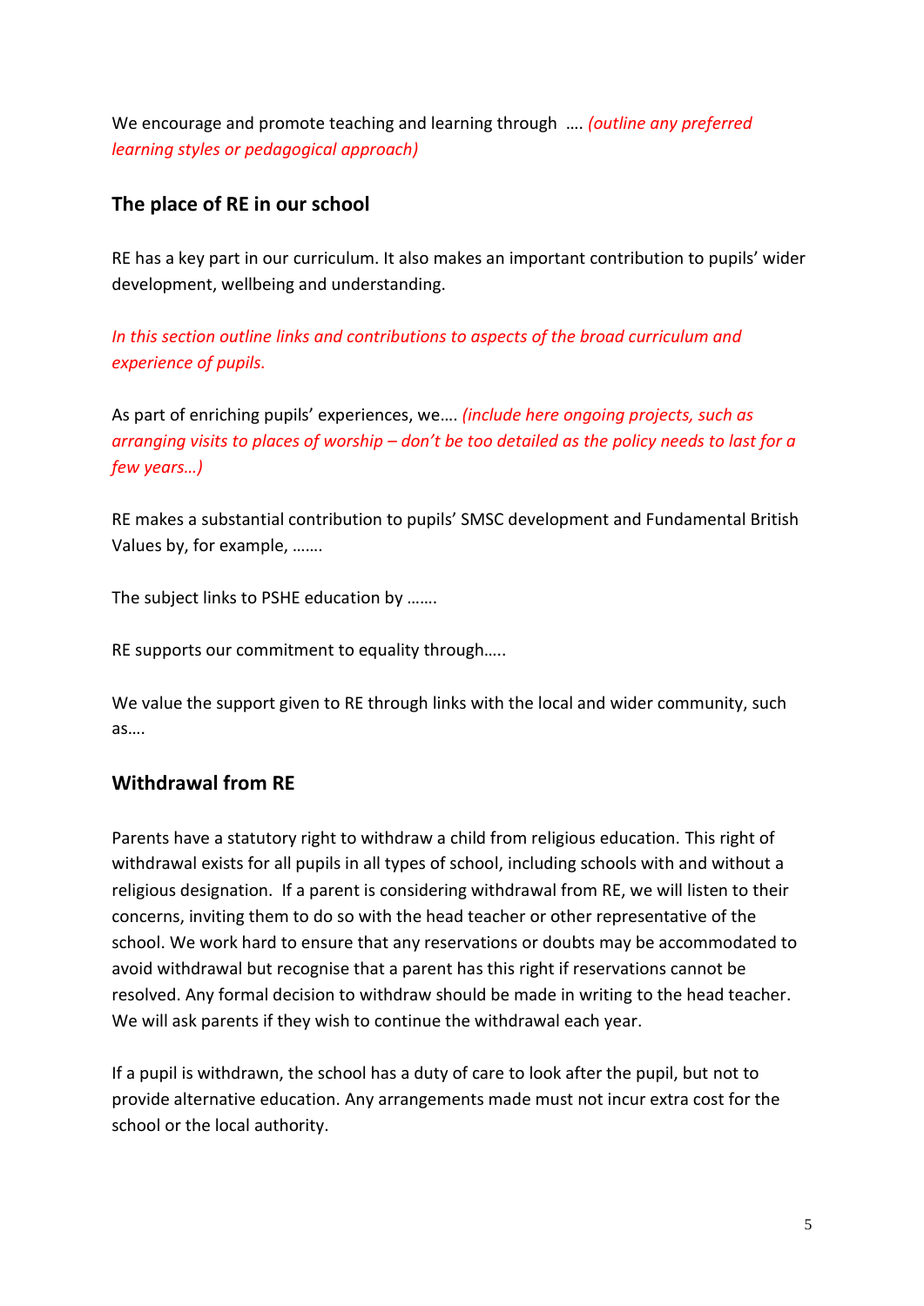We encourage and promote teaching and learning through …. *(outline any preferred learning styles or pedagogical approach)*

## The place of RE in our school

RE has a key part in our curriculum. It also makes an important contribution to pupils' wider development, wellbeing and understanding.

*In this section outline links and contributions to aspects of the broad curriculum and experience of pupils.*

As part of enriching pupils' experiences, we…. *(include here ongoing projects, such as arranging visits to places of worship – don't be too detailed as the policy needs to last for a few years…)*

RE makes a substantial contribution to pupils' SMSC development and Fundamental British Values by, for example, …….

The subject links to PSHE education by …….

RE supports our commitment to equality through…..

We value the support given to RE through links with the local and wider community, such as….

## Withdrawal from RE

Parents have a statutory right to withdraw a child from religious education. This right of withdrawal exists for all pupils in all types of school, including schools with and without a religious designation. If a parent is considering withdrawal from RE, we will listen to their concerns, inviting them to do so with the head teacher or other representative of the school. We work hard to ensure that any reservations or doubts may be accommodated to avoid withdrawal but recognise that a parent has this right if reservations cannot be resolved. Any formal decision to withdraw should be made in writing to the head teacher. We will ask parents if they wish to continue the withdrawal each year.

If a pupil is withdrawn, the school has a duty of care to look after the pupil, but not to provide alternative education. Any arrangements made must not incur extra cost for the school or the local authority.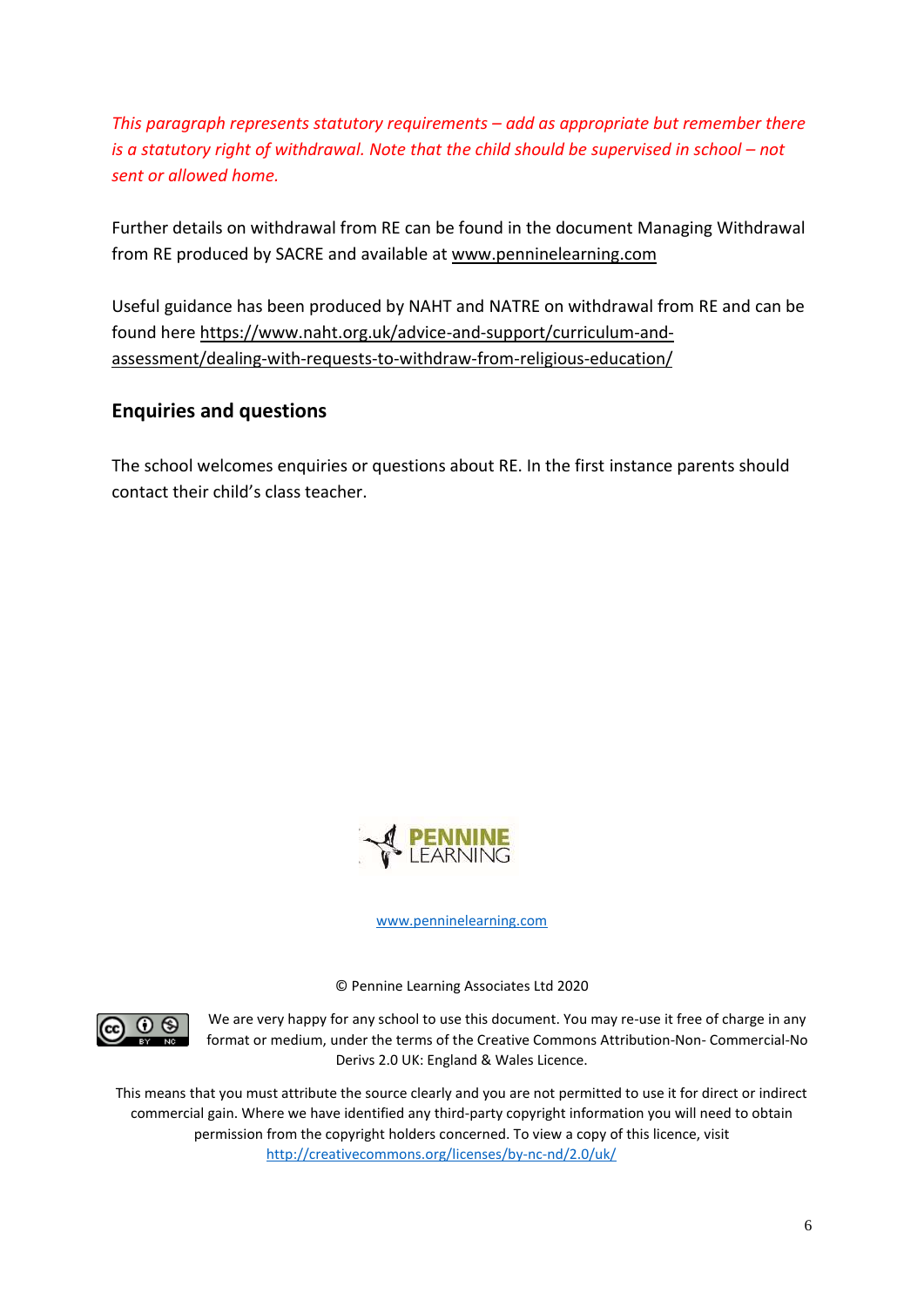*This paragraph represents statutory requirements – add as appropriate but remember there is a statutory right of withdrawal. Note that the child should be supervised in school – not sent or allowed home.*

Further details on withdrawal from RE can be found in the document Managing Withdrawal from RE produced by SACRE and available at www.penninelearning.com

Useful guidance has been produced by NAHT and NATRE on withdrawal from RE and can be found here https://www.naht.org.uk/advice-and-support/curriculum-and-assessment/dealing-with-requests-to-withdraw-from-religious-education/

## Enquiries and questions

The school welcomes enquiries or questions about RE. In the first instance parents should contact their child's class teacher.

PENNINE LEARNING

www.penninelearning.com

© Pennine Learning Associates Ltd 2020

We are very happy for any school to use this document. You may re-use it free of charge in any format or medium, under the terms of the Creative Commons Attribution-Non- Commercial-No Derivs 2.0 UK: England & Wales Licence.

This means that you must attribute the source clearly and you are not permitted to use it for direct or indirect commercial gain. Where we have identified any third-party copyright information you will need to obtain permission from the copyright holders concerned. To view a copy of this licence, visit http://creativecommons.org/licenses/by-nc-nd/2.0/uk/